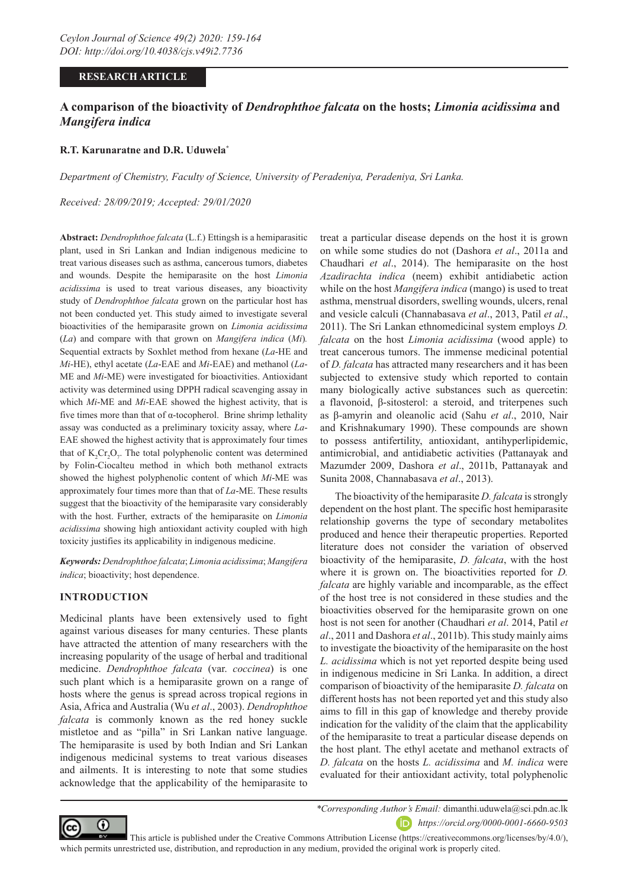**RESEARCH ARTICLE**

# A comparison of the bioactivity of *Dendrophthoe falcata* on the hosts; *Limonia acidissima* and *Mangifera indica*

**R.T. Karunaratne and D.R. Uduwela***

*Department of Chemistry, Faculty of Science, University of Peradeniya, Peradeniya, Sri Lanka.*

*Received: 28/09/2019; Accepted: 29/01/2020*

**Abstract:** *Dendrophthoe falcata* (L.f.) Ettingsh is a hemiparasitic plant, used in Sri Lankan and Indian indigenous medicine to treat various diseases such as asthma, cancerous tumors, diabetes and wounds. Despite the hemiparasite on the host *Limonia acidissima* is used to treat various diseases, any bioactivity study of *Dendrophthoe falcata* grown on the particular host has not been conducted yet. This study aimed to investigate several bioactivities of the hemiparasite grown on *Limonia acidissima* (*La*) and compare with that grown on *Mangifera indica* (*Mi*). Sequential extracts by Soxhlet method from hexane (*La*-HE and *Mi*-HE), ethyl acetate (*La*-EAE and *Mi*-EAE) and methanol (*La*-ME and *Mi*-ME) were investigated for bioactivities. Antioxidant activity was determined using DPPH radical scavenging assay in which *Mi*-ME and *Mi*-EAE showed the highest activity, that is five times more than that of α-tocopherol. Brine shrimp lethality assay was conducted as a preliminary toxicity assay, where *La*-EAE showed the highest activity that is approximately four times that of $K_2Cr_2O_7$. The total polyphenolic content was determined by Folin-Ciocalteu method in which both methanol extracts showed the highest polyphenolic content of which *Mi*-ME was approximately four times more than that of *La*-ME. These results suggest that the bioactivity of the hemiparasite vary considerably with the host. Further, extracts of the hemiparasite on *Limonia acidissima* showing high antioxidant activity coupled with high toxicity justifies its applicability in indigenous medicine.

***Keywords:*** *Dendrophthoe falcata*; *Limonia acidissima*; *Mangifera indica*; bioactivity; host dependence.

## INTRODUCTION

Medicinal plants have been extensively used to fight against various diseases for many centuries. These plants have attracted the attention of many researchers with the increasing popularity of the usage of herbal and traditional medicine. *Dendrophthoe falcata* (var. *coccinea*) is one such plant which is a hemiparasite grown on a range of hosts where the genus is spread across tropical regions in Asia, Africa and Australia (Wu *et al*., 2003). *Dendrophthoe falcata* is commonly known as the red honey suckle mistletoe and as "pilla" in Sri Lankan native language. The hemiparasite is used by both Indian and Sri Lankan indigenous medicinal systems to treat various diseases and ailments. It is interesting to note that some studies acknowledge that the applicability of the hemiparasite to treat a particular disease depends on the host it is grown on while some studies do not (Dashora *et al*., 2011a and Chaudhari *et al*., 2014). The hemiparasite on the host *Azadirachta indica* (neem) exhibit antidiabetic action while on the host *Mangifera indica* (mango) is used to treat asthma, menstrual disorders, swelling wounds, ulcers, renal and vesicle calculi (Channabasava *et al*., 2013, Patil *et al*., 2011). The Sri Lankan ethnomedicinal system employs *D. falcata* on the host *Limonia acidissima* (wood apple) to treat cancerous tumors. The immense medicinal potential of *D. falcata* has attracted many researchers and it has been subjected to extensive study which reported to contain many biologically active substances such as quercetin: a flavonoid, β-sitosterol: a steroid, and triterpenes such as β-amyrin and oleanolic acid (Sahu *et al*., 2010, Nair and Krishnakumary 1990). These compounds are shown to possess antifertility, antioxidant, antihyperlipidemic, antimicrobial, and antidiabetic activities (Pattanayak and Mazumder 2009, Dashora *et al*., 2011b, Pattanayak and Sunita 2008, Channabasava *et al*., 2013).

The bioactivity of the hemiparasite *D. falcata* is strongly dependent on the host plant. The specific host hemiparasite relationship governs the type of secondary metabolites produced and hence their therapeutic properties. Reported literature does not consider the variation of observed bioactivity of the hemiparasite, *D. falcata*, with the host where it is grown on. The bioactivities reported for *D. falcata* are highly variable and incomparable, as the effect of the host tree is not considered in these studies and the bioactivities observed for the hemiparasite grown on one host is not seen for another (Chaudhari *et al*. 2014, Patil *et al*., 2011 and Dashora *et al*., 2011b). This study mainly aims to investigate the bioactivity of the hemiparasite on the host *L. acidissima* which is not yet reported despite being used in indigenous medicine in Sri Lanka. In addition, a direct comparison of bioactivity of the hemiparasite *D. falcata* on different hosts has not been reported yet and this study also aims to fill in this gap of knowledge and thereby provide indication for the validity of the claim that the applicability of the hemiparasite to treat a particular disease depends on the host plant. The ethyl acetate and methanol extracts of *D. falcata* on the hosts *L. acidissima* and *M. indica* were evaluated for their antioxidant activity, total polyphenolic

*Corresponding Author's Email: dimanthi.uduwela@sci.pdn.ac.lk

https://orcid.org/0000-0001-6660-9503

This article is published under the Creative Commons Attribution License (https://creativecommons.org/licenses/by/4.0/), which permits unrestricted use, distribution, and reproduction in any medium, provided the original work is properly cited.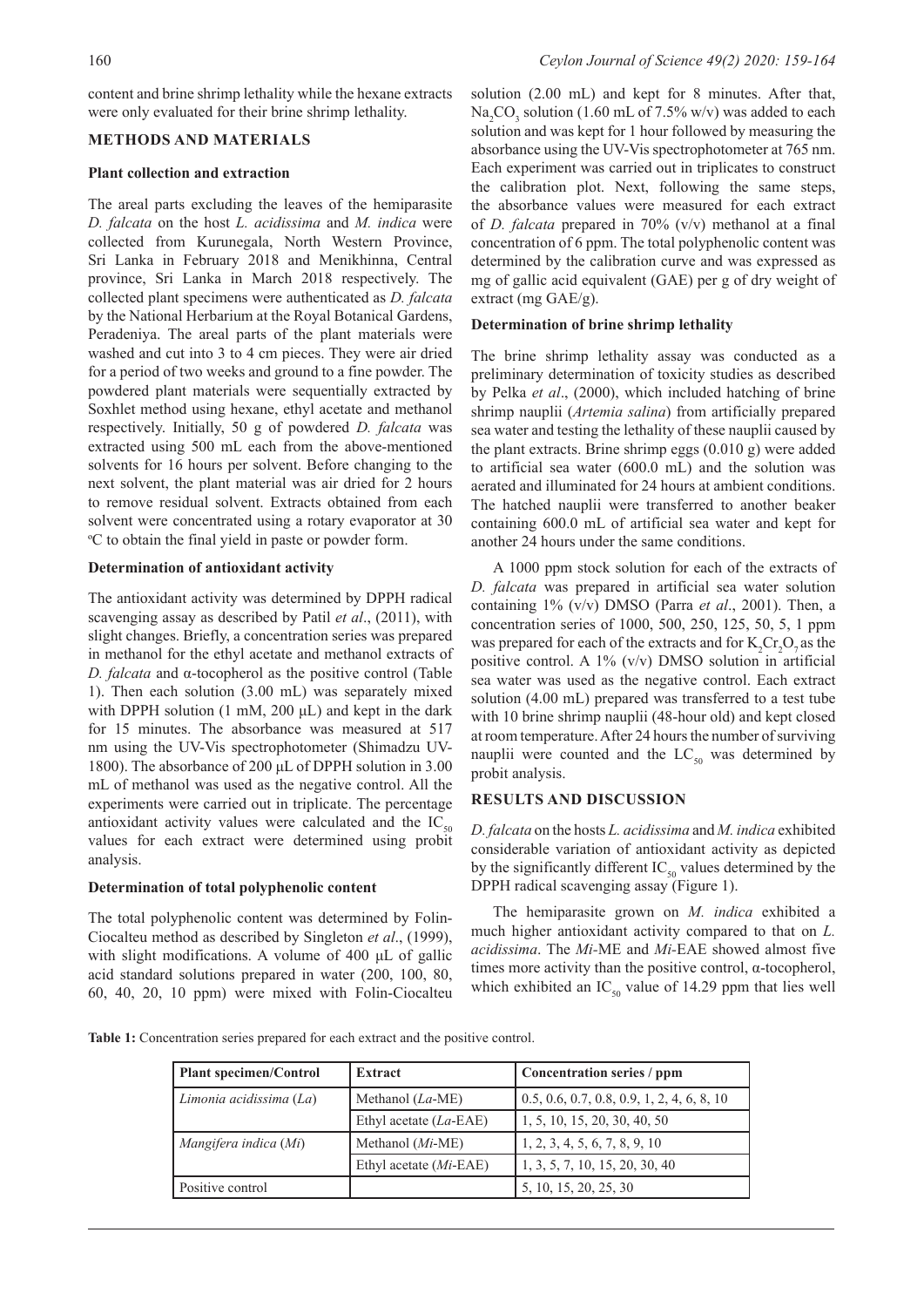content and brine shrimp lethality while the hexane extracts were only evaluated for their brine shrimp lethality.

## METHODS AND MATERIALS

### Plant collection and extraction

The areal parts excluding the leaves of the hemiparasite *D. falcata* on the host *L. acidissima* and *M. indica* were collected from Kurunegala, North Western Province, Sri Lanka in February 2018 and Menikhinna, Central province, Sri Lanka in March 2018 respectively. The collected plant specimens were authenticated as *D. falcata* by the National Herbarium at the Royal Botanical Gardens, Peradeniya. The areal parts of the plant materials were washed and cut into 3 to 4 cm pieces. They were air dried for a period of two weeks and ground to a fine powder. The powdered plant materials were sequentially extracted by Soxhlet method using hexane, ethyl acetate and methanol respectively. Initially, 50 g of powdered *D. falcata* was extracted using 500 mL each from the above-mentioned solvents for 16 hours per solvent. Before changing to the next solvent, the plant material was air dried for 2 hours to remove residual solvent. Extracts obtained from each solvent were concentrated using a rotary evaporator at 30 ºC to obtain the final yield in paste or powder form.

### Determination of antioxidant activity

The antioxidant activity was determined by DPPH radical scavenging assay as described by Patil *et al*., (2011), with slight changes. Briefly, a concentration series was prepared in methanol for the ethyl acetate and methanol extracts of *D. falcata* and α-tocopherol as the positive control (Table 1). Then each solution (3.00 mL) was separately mixed with DPPH solution (1 mM, 200 μL) and kept in the dark for 15 minutes. The absorbance was measured at 517 nm using the UV-Vis spectrophotometer (Shimadzu UV-1800). The absorbance of 200 μL of DPPH solution in 3.00 mL of methanol was used as the negative control. All the experiments were carried out in triplicate. The percentage antioxidant activity values were calculated and the $IC_{50}$ values for each extract were determined using probit analysis.

### Determination of total polyphenolic content

The total polyphenolic content was determined by Folin-Ciocalteu method as described by Singleton *et al*., (1999), with slight modifications. A volume of 400 μL of gallic acid standard solutions prepared in water (200, 100, 80, 60, 40, 20, 10 ppm) were mixed with Folin-Ciocalteu solution (2.00 mL) and kept for 8 minutes. After that, $Na_2CO_3$ solution (1.60 mL of 7.5% w/v) was added to each solution and was kept for 1 hour followed by measuring the absorbance using the UV-Vis spectrophotometer at 765 nm. Each experiment was carried out in triplicates to construct the calibration plot. Next, following the same steps, the absorbance values were measured for each extract of *D. falcata* prepared in 70% (v/v) methanol at a final concentration of 6 ppm. The total polyphenolic content was determined by the calibration curve and was expressed as mg of gallic acid equivalent (GAE) per g of dry weight of extract (mg GAE/g).

### Determination of brine shrimp lethality

The brine shrimp lethality assay was conducted as a preliminary determination of toxicity studies as described by Pelka *et al*., (2000), which included hatching of brine shrimp nauplii (*Artemia salina*) from artificially prepared sea water and testing the lethality of these nauplii caused by the plant extracts. Brine shrimp eggs (0.010 g) were added to artificial sea water (600.0 mL) and the solution was aerated and illuminated for 24 hours at ambient conditions. The hatched nauplii were transferred to another beaker containing 600.0 mL of artificial sea water and kept for another 24 hours under the same conditions.

A 1000 ppm stock solution for each of the extracts of *D. falcata* was prepared in artificial sea water solution containing 1% (v/v) DMSO (Parra *et al*., 2001). Then, a concentration series of 1000, 500, 250, 125, 50, 5, 1 ppm was prepared for each of the extracts and for $K_2Cr_2O_7$ as the positive control. A 1% (v/v) DMSO solution in artificial sea water was used as the negative control. Each extract solution (4.00 mL) prepared was transferred to a test tube with 10 brine shrimp nauplii (48-hour old) and kept closed at room temperature. After 24 hours the number of surviving nauplii were counted and the $LC_{50}$ was determined by probit analysis.

## RESULTS AND DISCUSSION

*D. falcata* on the hosts *L. acidissima* and *M. indica* exhibited considerable variation of antioxidant activity as depicted by the significantly different $IC_{50}$ values determined by the DPPH radical scavenging assay (Figure 1).

The hemiparasite grown on *M. indica* exhibited a much higher antioxidant activity compared to that on *L. acidissima*. The *Mi*-ME and *Mi*-EAE showed almost five times more activity than the positive control, α-tocopherol, which exhibited an $IC_{50}$ value of 14.29 ppm that lies well

**Table 1:** Concentration series prepared for each extract and the positive control.

| Plant specimen/Control | Extract | Concentration series / ppm |
|---|---|---|
| *Limonia acidissima* (*La*) | Methanol (*La*-ME) | 0.5, 0.6, 0.7, 0.8, 0.9, 1, 2, 4, 6, 8, 10 |
| | Ethyl acetate (*La*-EAE) | 1, 5, 10, 15, 20, 30, 40, 50 |
| *Mangifera indica* (*Mi*) | Methanol (*Mi*-ME) | 1, 2, 3, 4, 5, 6, 7, 8, 9, 10 |
| | Ethyl acetate (*Mi*-EAE) | 1, 3, 5, 7, 10, 15, 20, 30, 40 |
| Positive control | | 5, 10, 15, 20, 25, 30 |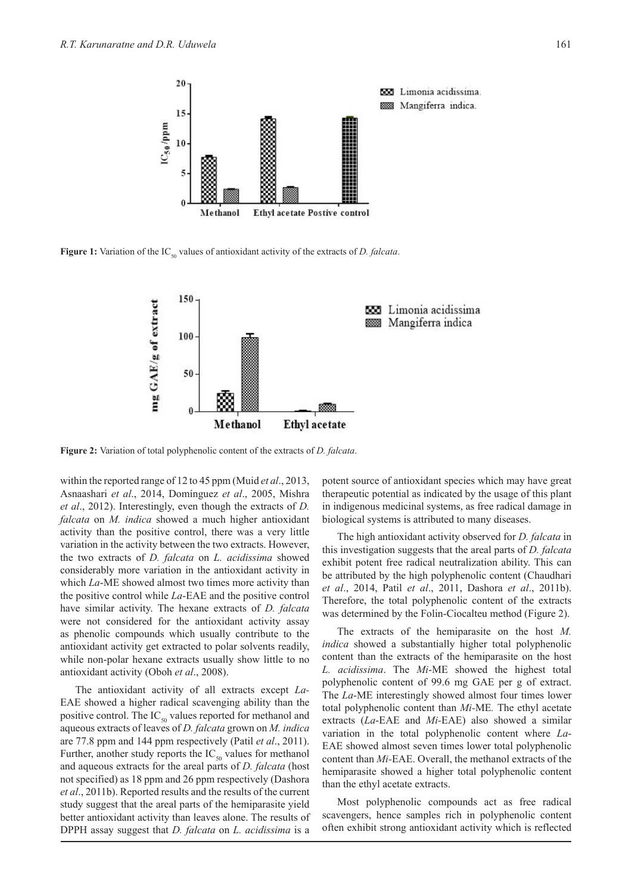**Figure 1:** Variation of the $IC_{50}$ values of antioxidant activity of the extracts of *D. falcata*.

**Figure 2:** Variation of total polyphenolic content of the extracts of *D. falcata*.

within the reported range of 12 to 45 ppm (Muid *et al*., 2013, Asnaashari *et al*., 2014, Domínguez *et al*., 2005, Mishra *et al*., 2012). Interestingly, even though the extracts of *D. falcata* on *M. indica* showed a much higher antioxidant activity than the positive control, there was a very little variation in the activity between the two extracts. However, the two extracts of *D. falcata* on *L. acidissima* showed considerably more variation in the antioxidant activity in which *La*-ME showed almost two times more activity than the positive control while *La*-EAE and the positive control have similar activity. The hexane extracts of *D. falcata* were not considered for the antioxidant activity assay as phenolic compounds which usually contribute to the antioxidant activity get extracted to polar solvents readily, while non-polar hexane extracts usually show little to no antioxidant activity (Oboh *et al*., 2008).

The antioxidant activity of all extracts except *La*-EAE showed a higher radical scavenging ability than the positive control. The $IC_{50}$ values reported for methanol and aqueous extracts of leaves of *D. falcata* grown on *M. indica* are 77.8 ppm and 144 ppm respectively (Patil *et al*., 2011). Further, another study reports the $IC_{50}$ values for methanol and aqueous extracts for the areal parts of *D. falcata* (host not specified) as 18 ppm and 26 ppm respectively (Dashora *et al*., 2011b). Reported results and the results of the current study suggest that the areal parts of the hemiparasite yield better antioxidant activity than leaves alone. The results of DPPH assay suggest that *D. falcata* on *L. acidissima* is a potent source of antioxidant species which may have great therapeutic potential as indicated by the usage of this plant in indigenous medicinal systems, as free radical damage in biological systems is attributed to many diseases.

The high antioxidant activity observed for *D. falcata* in this investigation suggests that the areal parts of *D. falcata* exhibit potent free radical neutralization ability. This can be attributed by the high polyphenolic content (Chaudhari *et al*., 2014, Patil *et al*., 2011, Dashora *et al*., 2011b). Therefore, the total polyphenolic content of the extracts was determined by the Folin-Ciocalteu method (Figure 2).

The extracts of the hemiparasite on the host *M. indica* showed a substantially higher total polyphenolic content than the extracts of the hemiparasite on the host *L. acidissima*. The *Mi*-ME showed the highest total polyphenolic content of 99.6 mg GAE per g of extract. The *La*-ME interestingly showed almost four times lower total polyphenolic content than *Mi*-ME. The ethyl acetate extracts (*La*-EAE and *Mi*-EAE) also showed a similar variation in the total polyphenolic content where *La*-EAE showed almost seven times lower total polyphenolic content than *Mi*-EAE. Overall, the methanol extracts of the hemiparasite showed a higher total polyphenolic content than the ethyl acetate extracts.

Most polyphenolic compounds act as free radical scavengers, hence samples rich in polyphenolic content often exhibit strong antioxidant activity which is reflected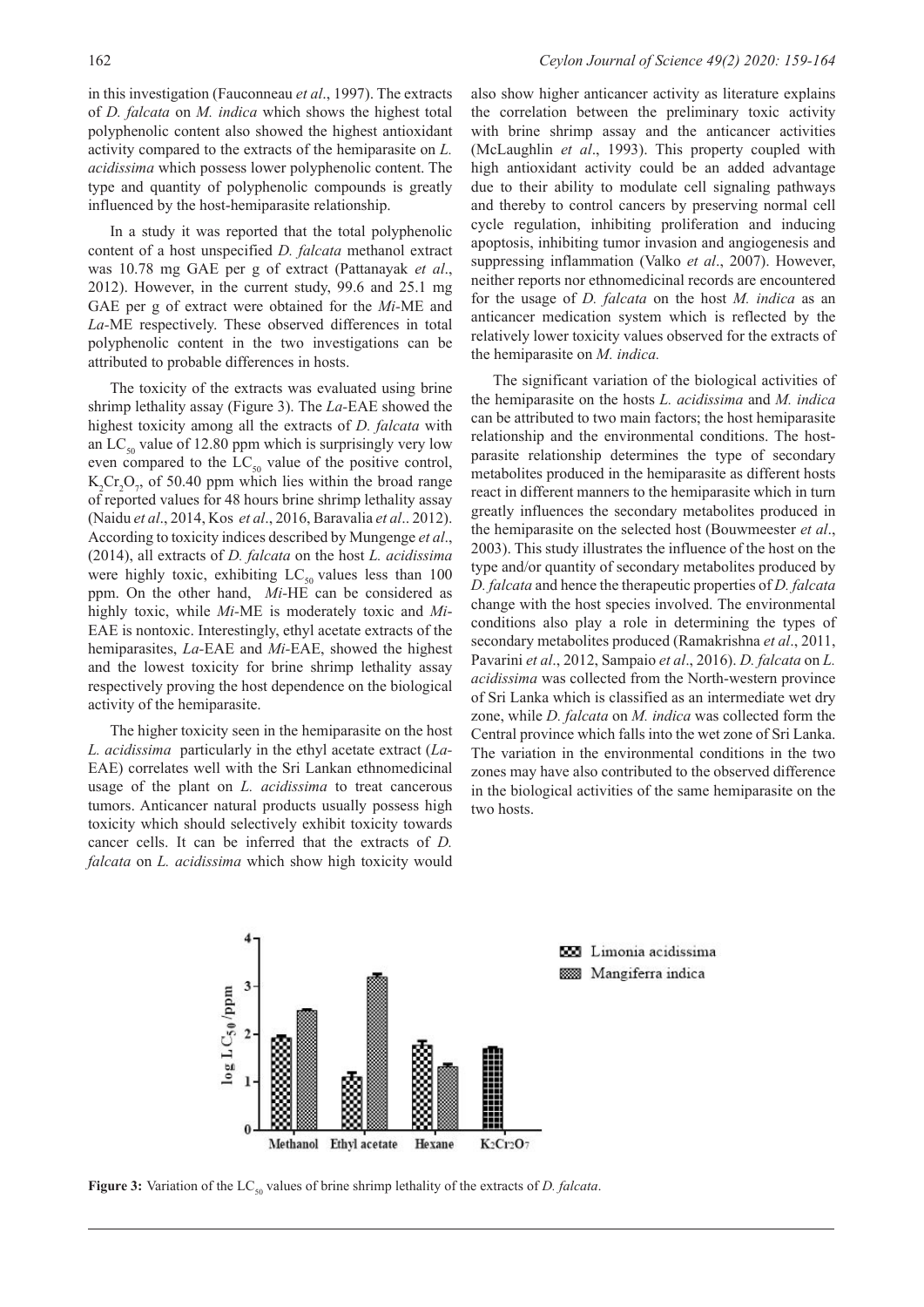in this investigation (Fauconneau *et al*., 1997). The extracts of *D. falcata* on *M. indica* which shows the highest total polyphenolic content also showed the highest antioxidant activity compared to the extracts of the hemiparasite on *L. acidissima* which possess lower polyphenolic content. The type and quantity of polyphenolic compounds is greatly influenced by the host-hemiparasite relationship.

In a study it was reported that the total polyphenolic content of a host unspecified *D. falcata* methanol extract was 10.78 mg GAE per g of extract (Pattanayak *et al*., 2012). However, in the current study, 99.6 and 25.1 mg GAE per g of extract were obtained for the *Mi*-ME and *La*-ME respectively. These observed differences in total polyphenolic content in the two investigations can be attributed to probable differences in hosts.

The toxicity of the extracts was evaluated using brine shrimp lethality assay (Figure 3). The *La*-EAE showed the highest toxicity among all the extracts of *D. falcata* with an $LC_{50}$ value of 12.80 ppm which is surprisingly very low even compared to the $LC_{50}$ value of the positive control, $K_2Cr_2O_7$, of 50.40 ppm which lies within the broad range of reported values for 48 hours brine shrimp lethality assay (Naidu *et al*., 2014, Kos *et al*., 2016, Baravalia *et al*.. 2012). According to toxicity indices described by Mungenge *et al*., (2014), all extracts of *D. falcata* on the host *L. acidissima* were highly toxic, exhibiting $LC_{50}$ values less than 100 ppm. On the other hand, *Mi*-HE can be considered as highly toxic, while *Mi*-ME is moderately toxic and *Mi*-EAE is nontoxic. Interestingly, ethyl acetate extracts of the hemiparasites, *La*-EAE and *Mi*-EAE, showed the highest and the lowest toxicity for brine shrimp lethality assay respectively proving the host dependence on the biological activity of the hemiparasite.

The higher toxicity seen in the hemiparasite on the host *L. acidissima* particularly in the ethyl acetate extract (*La*-EAE) correlates well with the Sri Lankan ethnomedicinal usage of the plant on *L. acidissima* to treat cancerous tumors. Anticancer natural products usually possess high toxicity which should selectively exhibit toxicity towards cancer cells. It can be inferred that the extracts of *D. falcata* on *L. acidissima* which show high toxicity would also show higher anticancer activity as literature explains the correlation between the preliminary toxic activity with brine shrimp assay and the anticancer activities (McLaughlin *et al*., 1993). This property coupled with high antioxidant activity could be an added advantage due to their ability to modulate cell signaling pathways and thereby to control cancers by preserving normal cell cycle regulation, inhibiting proliferation and inducing apoptosis, inhibiting tumor invasion and angiogenesis and suppressing inflammation (Valko *et al*., 2007). However, neither reports nor ethnomedicinal records are encountered for the usage of *D. falcata* on the host *M. indica* as an anticancer medication system which is reflected by the relatively lower toxicity values observed for the extracts of the hemiparasite on *M. indica.*

The significant variation of the biological activities of the hemiparasite on the hosts *L. acidissima* and *M. indica* can be attributed to two main factors; the host hemiparasite relationship and the environmental conditions. The host-parasite relationship determines the type of secondary metabolites produced in the hemiparasite as different hosts react in different manners to the hemiparasite which in turn greatly influences the secondary metabolites produced in the hemiparasite on the selected host (Bouwmeester *et al*., 2003). This study illustrates the influence of the host on the type and/or quantity of secondary metabolites produced by *D. falcata* and hence the therapeutic properties of *D. falcata* change with the host species involved. The environmental conditions also play a role in determining the types of secondary metabolites produced (Ramakrishna *et al*., 2011, Pavarini *et al*., 2012, Sampaio *et al*., 2016). *D. falcata* on *L. acidissima* was collected from the North-western province of Sri Lanka which is classified as an intermediate wet dry zone, while *D. falcata* on *M. indica* was collected form the Central province which falls into the wet zone of Sri Lanka. The variation in the environmental conditions in the two zones may have also contributed to the observed difference in the biological activities of the same hemiparasite on the two hosts.

**Figure 3:** Variation of the $LC_{50}$ values of brine shrimp lethality of the extracts of *D. falcata*.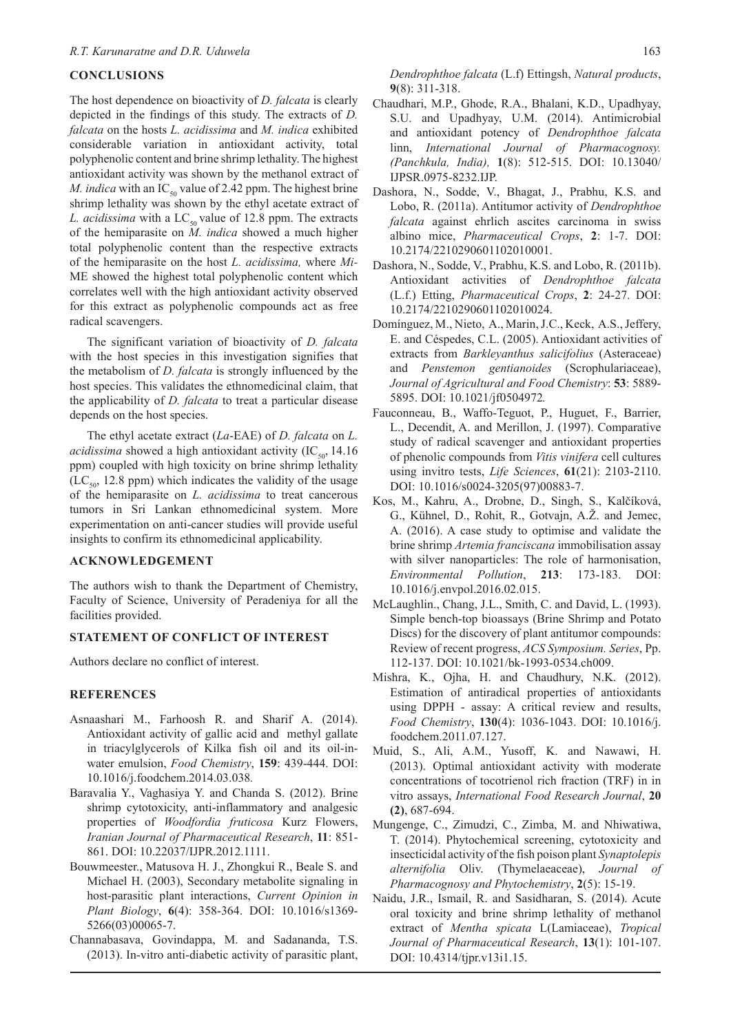## CONCLUSIONS

The host dependence on bioactivity of *D. falcata* is clearly depicted in the findings of this study. The extracts of *D. falcata* on the hosts *L. acidissima* and *M. indica* exhibited considerable variation in antioxidant activity, total polyphenolic content and brine shrimp lethality. The highest antioxidant activity was shown by the methanol extract of *M. indica* with an $IC_{50}$ value of 2.42 ppm. The highest brine shrimp lethality was shown by the ethyl acetate extract of *L. acidissima* with a $LC_{50}$ value of 12.8 ppm. The extracts of the hemiparasite on *M. indica* showed a much higher total polyphenolic content than the respective extracts of the hemiparasite on the host *L. acidissima,* where *Mi*-ME showed the highest total polyphenolic content which correlates well with the high antioxidant activity observed for this extract as polyphenolic compounds act as free radical scavengers.

The significant variation of bioactivity of *D. falcata* with the host species in this investigation signifies that the metabolism of *D. falcata* is strongly influenced by the host species. This validates the ethnomedicinal claim, that the applicability of *D. falcata* to treat a particular disease depends on the host species.

The ethyl acetate extract (*La*-EAE) of *D. falcata* on *L. acidissima* showed a high antioxidant activity ($IC_{50}$, 14.16 ppm) coupled with high toxicity on brine shrimp lethality ($LC_{50}$, 12.8 ppm) which indicates the validity of the usage of the hemiparasite on *L. acidissima* to treat cancerous tumors in Sri Lankan ethnomedicinal system. More experimentation on anti-cancer studies will provide useful insights to confirm its ethnomedicinal applicability.

## ACKNOWLEDGEMENT

The authors wish to thank the Department of Chemistry, Faculty of Science, University of Peradeniya for all the facilities provided.

## STATEMENT OF CONFLICT OF INTEREST

Authors declare no conflict of interest.

## REFERENCES

Asnaashari M., Farhoosh R. and Sharif A. (2014). Antioxidant activity of gallic acid and methyl gallate in triacylglycerols of Kilka fish oil and its oil-in-water emulsion, *Food Chemistry*, **159**: 439-444. DOI: 10.1016/j.foodchem.2014.03.038*.*

Baravalia Y., Vaghasiya Y. and Chanda S. (2012). Brine shrimp cytotoxicity, anti-inflammatory and analgesic properties of *Woodfordia fruticosa* Kurz Flowers, *Iranian Journal of Pharmaceutical Research*, **11**: 851-861. DOI: 10.22037/IJPR.2012.1111.

Bouwmeester., Matusova H. J., Zhongkui R., Beale S. and Michael H. (2003), Secondary metabolite signaling in host-parasitic plant interactions, *Current Opinion in Plant Biology*, **6**(4): 358-364. DOI: 10.1016/s1369-5266(03)00065-7.

Channabasava, Govindappa, M. and Sadananda, T.S. (2013). In-vitro anti-diabetic activity of parasitic plant, *Dendrophthoe falcata* (L.f) Ettingsh, *Natural products*, **9**(8): 311-318.

Chaudhari, M.P., Ghode, R.A., Bhalani, K.D., Upadhyay, S.U. and Upadhyay, U.M. (2014). Antimicrobial and antioxidant potency of *Dendrophthoe falcata* linn, *International Journal of Pharmacognosy. (Panchkula, India),* **1**(8): 512-515. DOI: 10.13040/IJPSR.0975-8232.IJP.

Dashora, N., Sodde, V., Bhagat, J., Prabhu, K.S. and Lobo, R. (2011a). Antitumor activity of *Dendrophthoe falcata* against ehrlich ascites carcinoma in swiss albino mice, *Pharmaceutical Crops*, **2**: 1-7. DOI: 10.2174/2210290601102010001.

Dashora, N., Sodde, V., Prabhu, K.S. and Lobo, R. (2011b). Antioxidant activities of *Dendrophthoe falcata* (L.f.) Etting, *Pharmaceutical Crops*, **2**: 24-27. DOI: 10.2174/2210290601102010024.

Domínguez, M., Nieto, A., Marin, J.C., Keck, A.S., Jeffery, E. and Céspedes, C.L. (2005). Antioxidant activities of extracts from *Barkleyanthus salicifolius* (Asteraceae) and *Penstemon gentianoides* (Scrophulariaceae), *Journal of Agricultural and Food Chemistry*: **53**: 5889-5895. DOI: 10.1021/jf0504972*.*

Fauconneau, B., Waffo-Teguot, P., Huguet, F., Barrier, L., Decendit, A. and Merillon, J. (1997). Comparative study of radical scavenger and antioxidant properties of phenolic compounds from *Vitis vinifera* cell cultures using invitro tests, *Life Sciences*, **61**(21): 2103-2110. DOI: 10.1016/s0024-3205(97)00883-7.

Kos, M., Kahru, A., Drobne, D., Singh, S., Kalčíková, G., Kühnel, D., Rohit, R., Gotvajn, A.Ž. and Jemec, A. (2016). A case study to optimise and validate the brine shrimp *Artemia franciscana* immobilisation assay with silver nanoparticles: The role of harmonisation, *Environmental Pollution*, **213**: 173-183. DOI: 10.1016/j.envpol.2016.02.015.

McLaughlin., Chang, J.L., Smith, C. and David, L. (1993). Simple bench-top bioassays (Brine Shrimp and Potato Discs) for the discovery of plant antitumor compounds: Review of recent progress, *ACS Symposium. Series*, Pp. 112-137. DOI: 10.1021/bk-1993-0534.ch009.

Mishra, K., Ojha, H. and Chaudhury, N.K. (2012). Estimation of antiradical properties of antioxidants using DPPH - assay: A critical review and results, *Food Chemistry*, **130**(4): 1036-1043. DOI: 10.1016/j.foodchem.2011.07.127.

Muid, S., Ali, A.M., Yusoff, K. and Nawawi, H. (2013). Optimal antioxidant activity with moderate concentrations of tocotrienol rich fraction (TRF) in in vitro assays, *International Food Research Journal*, **20 (2)**, 687-694.

Mungenge, C., Zimudzi, C., Zimba, M. and Nhiwatiwa, T. (2014). Phytochemical screening, cytotoxicity and insecticidal activity of the fish poison plant *Synaptolepis alternifolia* Oliv. (Thymelaeaceae), *Journal of Pharmacognosy and Phytochemistry*, **2**(5): 15-19.

Naidu, J.R., Ismail, R. and Sasidharan, S. (2014). Acute oral toxicity and brine shrimp lethality of methanol extract of *Mentha spicata* L(Lamiaceae), *Tropical Journal of Pharmaceutical Research*, **13**(1): 101-107. DOI: 10.4314/tjpr.v13i1.15.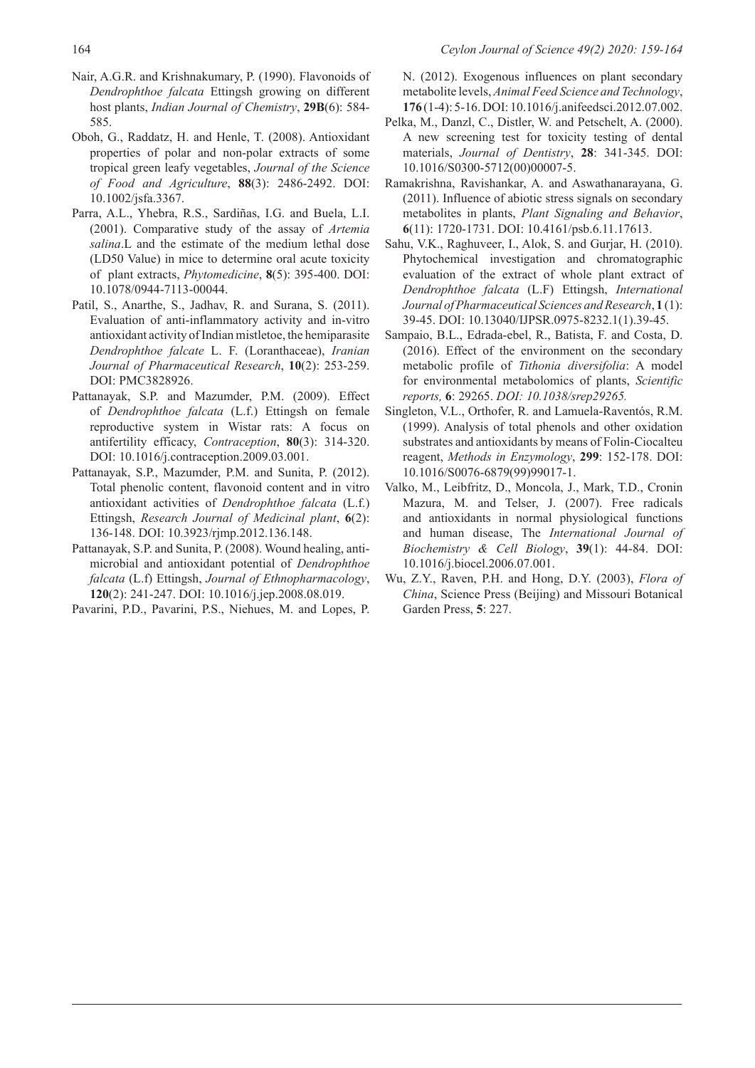Nair, A.G.R. and Krishnakumary, P. (1990). Flavonoids of *Dendrophthoe falcata* Ettingsh growing on different host plants, *Indian Journal of Chemistry*, **29B**(6): 584-585.

Oboh, G., Raddatz, H. and Henle, T. (2008). Antioxidant properties of polar and non-polar extracts of some tropical green leafy vegetables, *Journal of the Science of Food and Agriculture*, **88**(3): 2486-2492. DOI: 10.1002/jsfa.3367.

Parra, A.L., Yhebra, R.S., Sardiñas, I.G. and Buela, L.I. (2001). Comparative study of the assay of *Artemia salina*.L and the estimate of the medium lethal dose (LD50 Value) in mice to determine oral acute toxicity of plant extracts, *Phytomedicine*, **8**(5): 395-400. DOI: 10.1078/0944-7113-00044.

Patil, S., Anarthe, S., Jadhav, R. and Surana, S. (2011). Evaluation of anti-inflammatory activity and in-vitro antioxidant activity of Indian mistletoe, the hemiparasite *Dendrophthoe falcate* L. F. (Loranthaceae), *Iranian Journal of Pharmaceutical Research*, **10**(2): 253-259. DOI: PMC3828926.

Pattanayak, S.P. and Mazumder, P.M. (2009). Effect of *Dendrophthoe falcata* (L.f.) Ettingsh on female reproductive system in Wistar rats: A focus on antifertility efficacy, *Contraception*, **80**(3): 314-320. DOI: 10.1016/j.contraception.2009.03.001.

Pattanayak, S.P., Mazumder, P.M. and Sunita, P. (2012). Total phenolic content, flavonoid content and in vitro antioxidant activities of *Dendrophthoe falcata* (L.f.) Ettingsh, *Research Journal of Medicinal plant*, **6**(2): 136-148. DOI: 10.3923/rjmp.2012.136.148.

Pattanayak, S.P. and Sunita, P. (2008). Wound healing, anti-microbial and antioxidant potential of *Dendrophthoe falcata* (L.f) Ettingsh, *Journal of Ethnopharmacology*, **120**(2): 241-247. DOI: 10.1016/j.jep.2008.08.019.

Pavarini, P.D., Pavarini, P.S., Niehues, M. and Lopes, P. N. (2012). Exogenous influences on plant secondary metabolite levels, *Animal Feed Science and Technology*, **176** (1-4): 5-16. DOI: 10.1016/j.anifeedsci.2012.07.002.

Pelka, M., Danzl, C., Distler, W. and Petschelt, A. (2000). A new screening test for toxicity testing of dental materials, *Journal of Dentistry*, **28**: 341-345. DOI: 10.1016/S0300-5712(00)00007-5.

Ramakrishna, Ravishankar, A. and Aswathanarayana, G. (2011). Influence of abiotic stress signals on secondary metabolites in plants, *Plant Signaling and Behavior*, **6**(11): 1720-1731. DOI: 10.4161/psb.6.11.17613.

Sahu, V.K., Raghuveer, I., Alok, S. and Gurjar, H. (2010). Phytochemical investigation and chromatographic evaluation of the extract of whole plant extract of *Dendrophthoe falcata* (L.F) Ettingsh, *International Journal of Pharmaceutical Sciences and Research*, **1** (1): 39-45. DOI: 10.13040/IJPSR.0975-8232.1(1).39-45.

Sampaio, B.L., Edrada-ebel, R., Batista, F. and Costa, D. (2016). Effect of the environment on the secondary metabolic profile of *Tithonia diversifolia*: A model for environmental metabolomics of plants, *Scientific reports,* **6**: 29265. *DOI: 10.1038/srep29265.*

Singleton, V.L., Orthofer, R. and Lamuela-Raventós, R.M. (1999). Analysis of total phenols and other oxidation substrates and antioxidants by means of Folin-Ciocalteu reagent, *Methods in Enzymology*, **299**: 152-178. DOI: 10.1016/S0076-6879(99)99017-1.

Valko, M., Leibfritz, D., Moncola, J., Mark, T.D., Cronin Mazura, M. and Telser, J. (2007). Free radicals and antioxidants in normal physiological functions and human disease, The *International Journal of Biochemistry & Cell Biology*, **39**(1): 44-84. DOI: 10.1016/j.biocel.2006.07.001.

Wu, Z.Y., Raven, P.H. and Hong, D.Y. (2003), *Flora of China*, Science Press (Beijing) and Missouri Botanical Garden Press, **5**: 227.